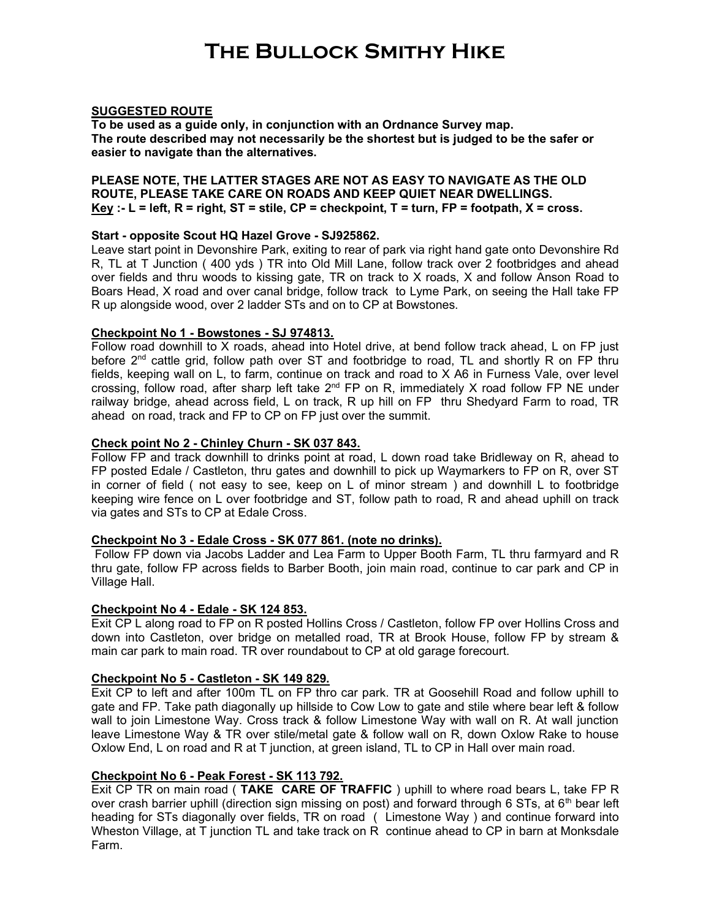# The Bullock Smithy Hike

**SUGGESTED ROUTE**

**To be used as a guide only, in conjunction with an Ordnance Survey map.**
**The route described may not necessarily be the shortest but is judged to be the safer or easier to navigate than the alternatives.**

**PLEASE NOTE, THE LATTER STAGES ARE NOT AS EASY TO NAVIGATE AS THE OLD ROUTE, PLEASE TAKE CARE ON ROADS AND KEEP QUIET NEAR DWELLINGS.**
**Key :- L = left, R = right, ST = stile, CP = checkpoint, T = turn, FP = footpath, X = cross.**

**Start - opposite Scout HQ Hazel Grove - SJ925862.**
Leave start point in Devonshire Park, exiting to rear of park via right hand gate onto Devonshire Rd R, TL at T Junction ( 400 yds ) TR into Old Mill Lane, follow track over 2 footbridges and ahead over fields and thru woods to kissing gate, TR on track to X roads, X and follow Anson Road to Boars Head, X road and over canal bridge, follow track to Lyme Park, on seeing the Hall take FP R up alongside wood, over 2 ladder STs and on to CP at Bowstones.

**Checkpoint No 1 - Bowstones - SJ 974813.**
Follow road downhill to X roads, ahead into Hotel drive, at bend follow track ahead, L on FP just before 2nd cattle grid, follow path over ST and footbridge to road, TL and shortly R on FP thru fields, keeping wall on L, to farm, continue on track and road to X A6 in Furness Vale, over level crossing, follow road, after sharp left take 2nd FP on R, immediately X road follow FP NE under railway bridge, ahead across field, L on track, R up hill on FP thru Shedyard Farm to road, TR ahead on road, track and FP to CP on FP just over the summit.

**Check point No 2 - Chinley Churn - SK 037 843.**
Follow FP and track downhill to drinks point at road, L down road take Bridleway on R, ahead to FP posted Edale / Castleton, thru gates and downhill to pick up Waymarkers to FP on R, over ST in corner of field ( not easy to see, keep on L of minor stream ) and downhill L to footbridge keeping wire fence on L over footbridge and ST, follow path to road, R and ahead uphill on track via gates and STs to CP at Edale Cross.

**Checkpoint No 3 - Edale Cross - SK 077 861. (note no drinks).**
Follow FP down via Jacobs Ladder and Lea Farm to Upper Booth Farm, TL thru farmyard and R thru gate, follow FP across fields to Barber Booth, join main road, continue to car park and CP in Village Hall.

**Checkpoint No 4 - Edale - SK 124 853.**
Exit CP L along road to FP on R posted Hollins Cross / Castleton, follow FP over Hollins Cross and down into Castleton, over bridge on metalled road, TR at Brook House, follow FP by stream & main car park to main road. TR over roundabout to CP at old garage forecourt.

**Checkpoint No 5 - Castleton - SK 149 829.**
Exit CP to left and after 100m TL on FP thro car park. TR at Goosehill Road and follow uphill to gate and FP. Take path diagonally up hillside to Cow Low to gate and stile where bear left & follow wall to join Limestone Way. Cross track & follow Limestone Way with wall on R. At wall junction leave Limestone Way & TR over stile/metal gate & follow wall on R, down Oxlow Rake to house Oxlow End, L on road and R at T junction, at green island, TL to CP in Hall over main road.

**Checkpoint No 6 - Peak Forest - SK 113 792.**
Exit CP TR on main road ( **TAKE CARE OF TRAFFIC** ) uphill to where road bears L, take FP R over crash barrier uphill (direction sign missing on post) and forward through 6 STs, at 6th bear left heading for STs diagonally over fields, TR on road ( Limestone Way ) and continue forward into Wheston Village, at T junction TL and take track on R continue ahead to CP in barn at Monksdale Farm.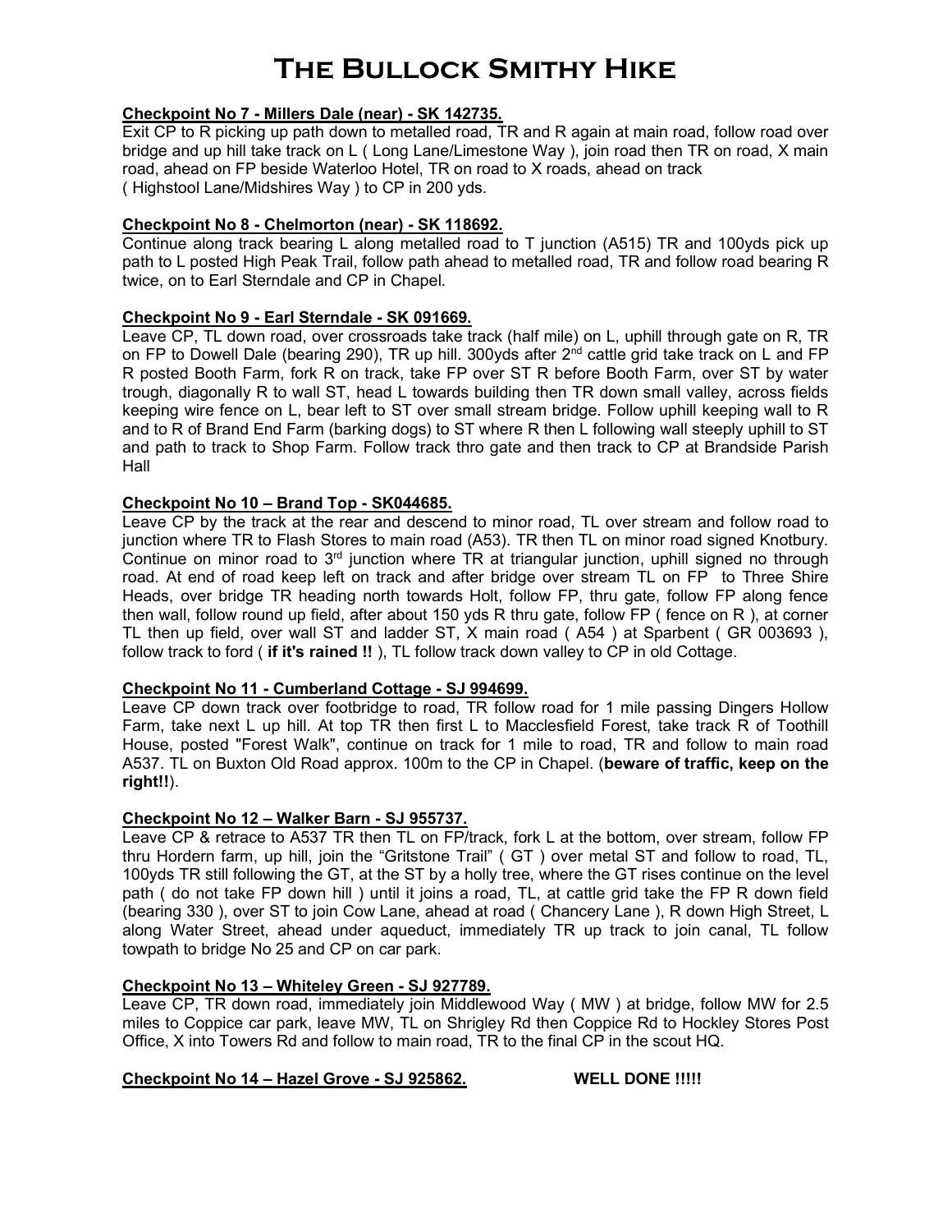# The Bullock Smithy Hike

**Checkpoint No 7 - Millers Dale (near) - SK 142735.**

Exit CP to R picking up path down to metalled road, TR and R again at main road, follow road over bridge and up hill take track on L ( Long Lane/Limestone Way ), join road then TR on road, X main road, ahead on FP beside Waterloo Hotel, TR on road to X roads, ahead on track ( Highstool Lane/Midshires Way ) to CP in 200 yds.

**Checkpoint No 8 - Chelmorton (near) - SK 118692.**

Continue along track bearing L along metalled road to T junction (A515) TR and 100yds pick up path to L posted High Peak Trail, follow path ahead to metalled road, TR and follow road bearing R twice, on to Earl Sterndale and CP in Chapel.

**Checkpoint No 9 - Earl Sterndale - SK 091669.**

Leave CP, TL down road, over crossroads take track (half mile) on L, uphill through gate on R, TR on FP to Dowell Dale (bearing 290), TR up hill. 300yds after 2nd cattle grid take track on L and FP R posted Booth Farm, fork R on track, take FP over ST R before Booth Farm, over ST by water trough, diagonally R to wall ST, head L towards building then TR down small valley, across fields keeping wire fence on L, bear left to ST over small stream bridge. Follow uphill keeping wall to R and to R of Brand End Farm (barking dogs) to ST where R then L following wall steeply uphill to ST and path to track to Shop Farm. Follow track thro gate and then track to CP at Brandside Parish Hall

**Checkpoint No 10 – Brand Top - SK044685.**

Leave CP by the track at the rear and descend to minor road, TL over stream and follow road to junction where TR to Flash Stores to main road (A53). TR then TL on minor road signed Knotbury. Continue on minor road to 3rd junction where TR at triangular junction, uphill signed no through road. At end of road keep left on track and after bridge over stream TL on FP to Three Shire Heads, over bridge TR heading north towards Holt, follow FP, thru gate, follow FP along fence then wall, follow round up field, after about 150 yds R thru gate, follow FP ( fence on R ), at corner TL then up field, over wall ST and ladder ST, X main road ( A54 ) at Sparbent ( GR 003693 ), follow track to ford ( **if it's rained !!** ), TL follow track down valley to CP in old Cottage.

**Checkpoint No 11 - Cumberland Cottage - SJ 994699.**

Leave CP down track over footbridge to road, TR follow road for 1 mile passing Dingers Hollow Farm, take next L up hill. At top TR then first L to Macclesfield Forest, take track R of Toothill House, posted "Forest Walk", continue on track for 1 mile to road, TR and follow to main road A537. TL on Buxton Old Road approx. 100m to the CP in Chapel. (**beware of traffic, keep on the right!!**).

**Checkpoint No 12 – Walker Barn - SJ 955737.**

Leave CP & retrace to A537 TR then TL on FP/track, fork L at the bottom, over stream, follow FP thru Hordern farm, up hill, join the "Gritstone Trail" ( GT ) over metal ST and follow to road, TL, 100yds TR still following the GT, at the ST by a holly tree, where the GT rises continue on the level path ( do not take FP down hill ) until it joins a road, TL, at cattle grid take the FP R down field (bearing 330 ), over ST to join Cow Lane, ahead at road ( Chancery Lane ), R down High Street, L along Water Street, ahead under aqueduct, immediately TR up track to join canal, TL follow towpath to bridge No 25 and CP on car park.

**Checkpoint No 13 – Whiteley Green - SJ 927789.**

Leave CP, TR down road, immediately join Middlewood Way ( MW ) at bridge, follow MW for 2.5 miles to Coppice car park, leave MW, TL on Shrigley Rd then Coppice Rd to Hockley Stores Post Office, X into Towers Rd and follow to main road, TR to the final CP in the scout HQ.

**Checkpoint No 14 – Hazel Grove - SJ 925862.** **WELL DONE !!!!!**